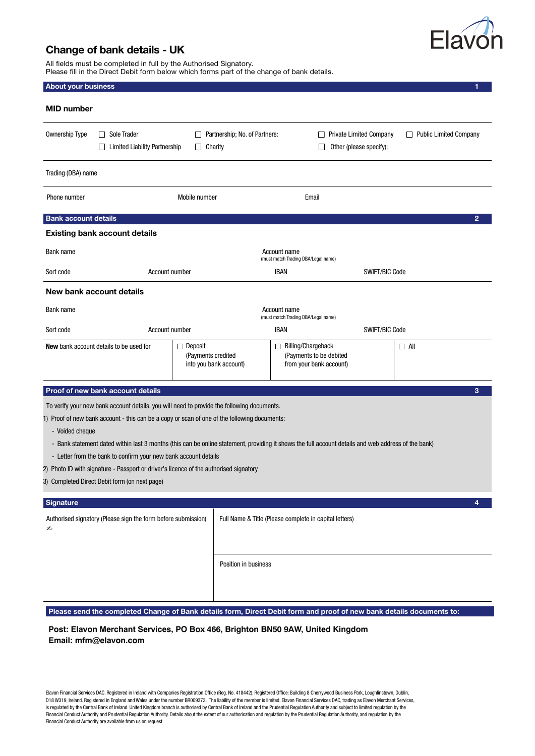Elavon

# Change of bank details - UK

All fields must be completed in full by the Authorised Signatory.
Please fill in the Direct Debit form below which forms part of the change of bank details.

## About your business 1

**MID number**

Ownership Type ☐ Sole Trader ☐ Partnership; No. of Partners: ☐ Private Limited Company ☐ Public Limited Company
☐ Limited Liability Partnership ☐ Charity ☐ Other (please specify):

Trading (DBA) name

Phone number | Mobile number | Email

## Bank account details 2

### Existing bank account details

Bank name | Account name (must match Trading DBA/Legal name)

Sort code | Account number | IBAN | SWIFT/BIC Code

### New bank account details

Bank name | Account name (must match Trading DBA/Legal name)

Sort code | Account number | IBAN | SWIFT/BIC Code

| **New** bank account details to be used for | ☐ Deposit (Payments credited into you bank account) | ☐ Billing/Chargeback (Payments to be debited from your bank account) | ☐ All |
|---|---|---|---|

## Proof of new bank account details 3

To verify your new bank account details, you will need to provide the following documents.

1) Proof of new bank account - this can be a copy or scan of one of the following documents:
   - Voided cheque
   - Bank statement dated within last 3 months (this can be online statement, providing it shows the full account details and web address of the bank)
   - Letter from the bank to confirm your new bank account details
2) Photo ID with signature - Passport or driver's licence of the authorised signatory
3) Completed Direct Debit form (on next page)

## Signature 4

| Authorised signatory (Please sign the form before submission) ✍ | Full Name & Title (Please complete in capital letters) |
|---|---|
| | Position in business |

**Please send the completed Change of Bank details form, Direct Debit form and proof of new bank details documents to:**

**Post: Elavon Merchant Services, PO Box 466, Brighton BN50 9AW, United Kingdom**
**Email: mfm@elavon.com**

Elavon Financial Services DAC. Registered in Ireland with Companies Registration Office (Reg. No. 418442). Registered Office: Building 8 Cherrywood Business Park, Loughlinstown, Dublin, D18 W319, Ireland. Registered in England and Wales under the number BR009373. The liability of the member is limited. Elavon Financial Services DAC, trading as Elavon Merchant Services, is regulated by the Central Bank of Ireland. United Kingdom branch is authorised by Central Bank of Ireland and the Prudential Regulation Authority and subject to limited regulation by the Financial Conduct Authority and Prudential Regulation Authority. Details about the extent of our authorisation and regulation by the Prudential Regulation Authority, and regulation by the Financial Conduct Authority are available from us on request.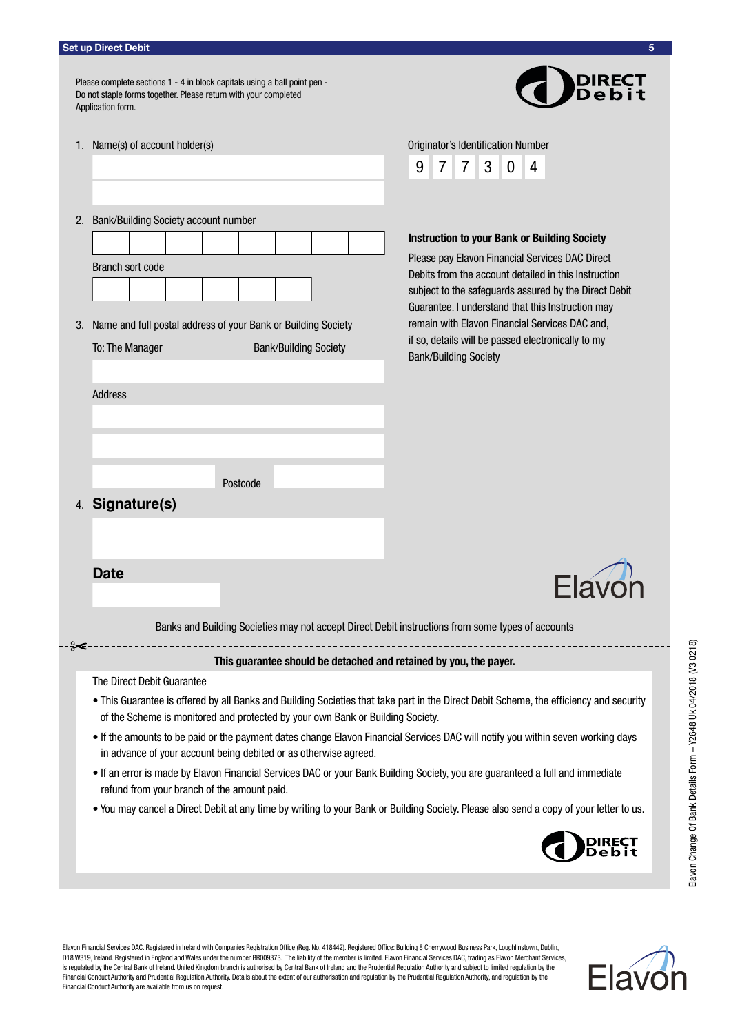## Set up Direct Debit

Please complete sections 1 - 4 in block capitals using a ball point pen - Do not staple forms together. Please return with your completed Application form.

1. Name(s) of account holder(s)

2. Bank/Building Society account number

   Branch sort code

3. Name and full postal address of your Bank or Building Society

   To: The Manager Bank/Building Society

   Address

   Postcode

4. **Signature(s)**

**Date**

Originator's Identification Number

| 9 | 7 | 7 | 3 | 0 | 4 |
|---|---|---|---|---|---|

**Instruction to your Bank or Building Society**

Please pay Elavon Financial Services DAC Direct Debits from the account detailed in this Instruction subject to the safeguards assured by the Direct Debit Guarantee. I understand that this Instruction may remain with Elavon Financial Services DAC and, if so, details will be passed electronically to my Bank/Building Society

Banks and Building Societies may not accept Direct Debit instructions from some types of accounts

**This guarantee should be detached and retained by you, the payer.**

The Direct Debit Guarantee

- This Guarantee is offered by all Banks and Building Societies that take part in the Direct Debit Scheme, the efficiency and security of the Scheme is monitored and protected by your own Bank or Building Society.
- If the amounts to be paid or the payment dates change Elavon Financial Services DAC will notify you within seven working days in advance of your account being debited or as otherwise agreed.
- If an error is made by Elavon Financial Services DAC or your Bank Building Society, you are guaranteed a full and immediate refund from your branch of the amount paid.
- You may cancel a Direct Debit at any time by writing to your Bank or Building Society. Please also send a copy of your letter to us.

Elavon Change Of Bank Details Form – Y2648 Uk 04/2018 (V3 0218)

Elavon Financial Services DAC. Registered in Ireland with Companies Registration Office (Reg. No. 418442). Registered Office: Building 8 Cherrywood Business Park, Loughlinstown, Dublin, D18 W319, Ireland. Registered in England and Wales under the number BR009373. The liability of the member is limited. Elavon Financial Services DAC, trading as Elavon Merchant Services, is regulated by the Central Bank of Ireland. United Kingdom branch is authorised by Central Bank of Ireland and the Prudential Regulation Authority and subject to limited regulation by the Financial Conduct Authority and Prudential Regulation Authority. Details about the extent of our authorisation and regulation by the Prudential Regulation Authority, and regulation by the Financial Conduct Authority are available from us on request.